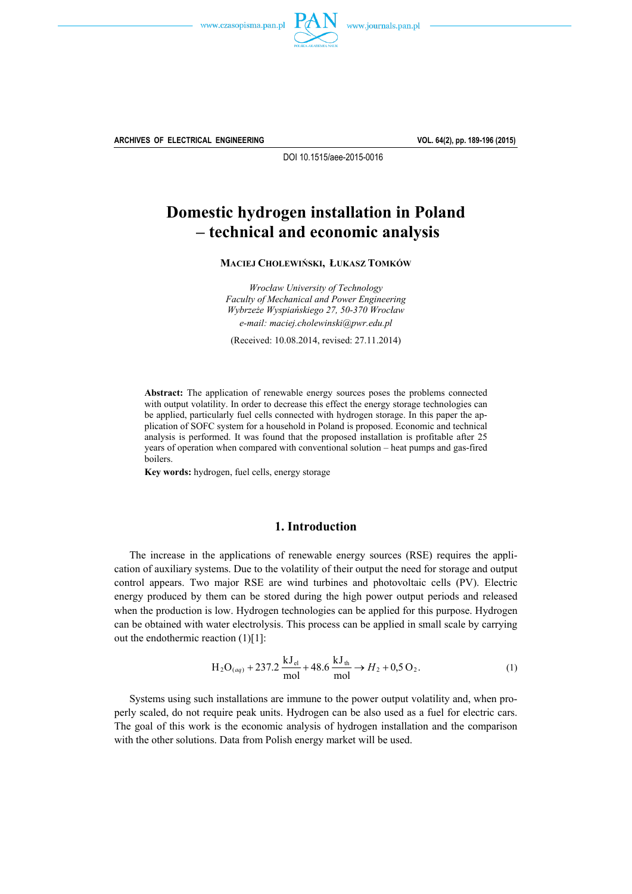DOI 10.1515/aee-2015-0016

# Domestic hydrogen installation in Poland – technical and economic analysis

**MACIEJ CHOLEWIŃSKI, ŁUKASZ TOMKÓW**

*Wrocław University of Technology*
*Faculty of Mechanical and Power Engineering*
*Wybrzeże Wyspiańskiego 27, 50-370 Wrocław*
*e-mail: maciej.cholewinski@pwr.edu.pl*

(Received: 10.08.2014, revised: 27.11.2014)

**Abstract:** The application of renewable energy sources poses the problems connected with output volatility. In order to decrease this effect the energy storage technologies can be applied, particularly fuel cells connected with hydrogen storage. In this paper the application of SOFC system for a household in Poland is proposed. Economic and technical analysis is performed. It was found that the proposed installation is profitable after 25 years of operation when compared with conventional solution – heat pumps and gas-fired boilers.

**Key words:** hydrogen, fuel cells, energy storage

## 1. Introduction

The increase in the applications of renewable energy sources (RSE) requires the application of auxiliary systems. Due to the volatility of their output the need for storage and output control appears. Two major RSE are wind turbines and photovoltaic cells (PV). Electric energy produced by them can be stored during the high power output periods and released when the production is low. Hydrogen technologies can be applied for this purpose. Hydrogen can be obtained with water electrolysis. This process can be applied in small scale by carrying out the endothermic reaction (1)[1]:

$$H_2O_{(aq)} + 237.2\,\frac{kJ_{el}}{mol} + 48.6\,\frac{kJ_{th}}{mol} \rightarrow H_2 + 0{,}5\,O_2. \tag{1}$$

Systems using such installations are immune to the power output volatility and, when properly scaled, do not require peak units. Hydrogen can be also used as a fuel for electric cars. The goal of this work is the economic analysis of hydrogen installation and the comparison with the other solutions. Data from Polish energy market will be used.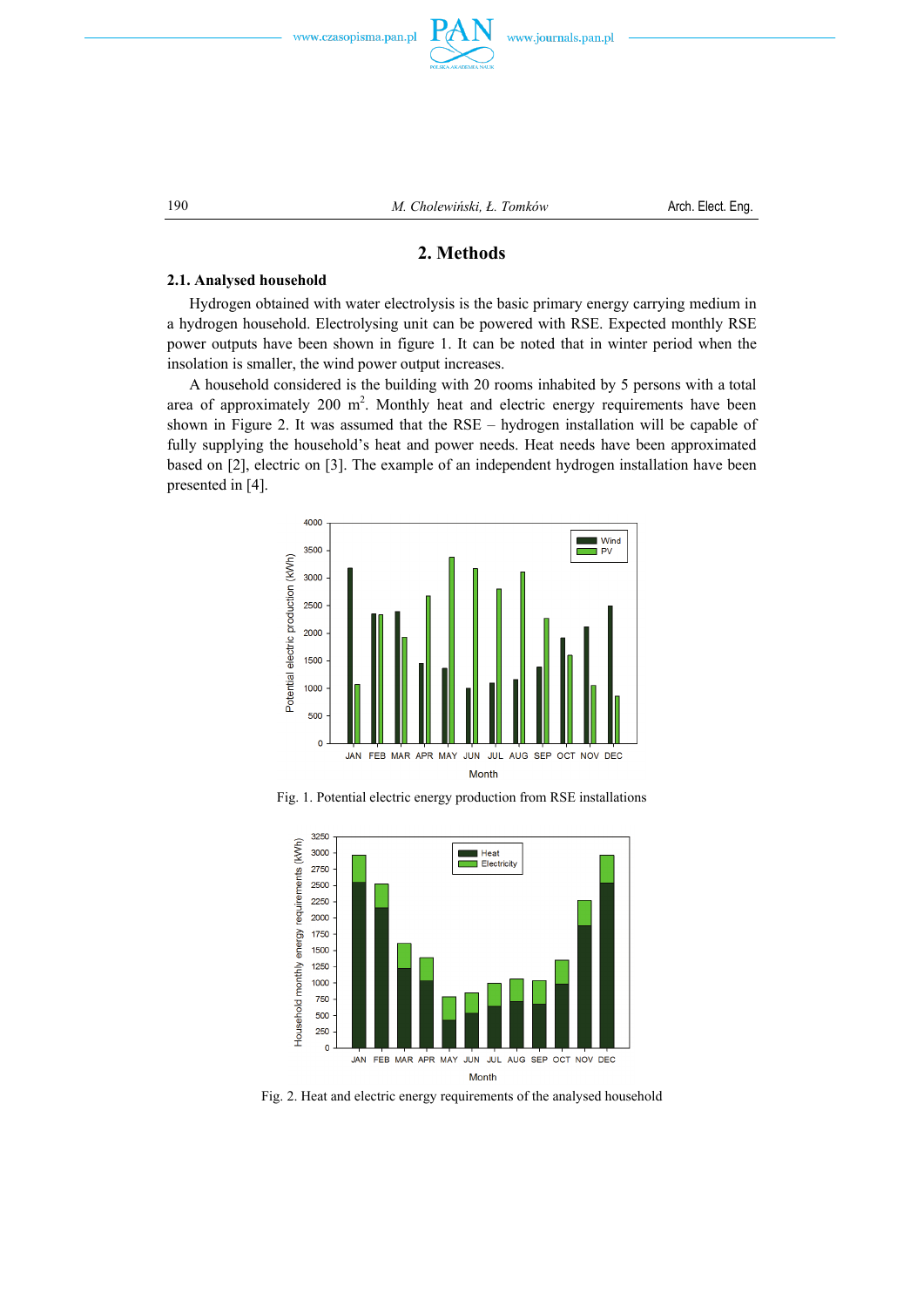## 2. Methods

### 2.1. Analysed household

Hydrogen obtained with water electrolysis is the basic primary energy carrying medium in a hydrogen household. Electrolysing unit can be powered with RSE. Expected monthly RSE power outputs have been shown in figure 1. It can be noted that in winter period when the insolation is smaller, the wind power output increases.

A household considered is the building with 20 rooms inhabited by 5 persons with a total area of approximately 200 m$^2$. Monthly heat and electric energy requirements have been shown in Figure 2. It was assumed that the RSE – hydrogen installation will be capable of fully supplying the household's heat and power needs. Heat needs have been approximated based on [2], electric on [3]. The example of an independent hydrogen installation have been presented in [4].

Fig. 1. Potential electric energy production from RSE installations

Fig. 2. Heat and electric energy requirements of the analysed household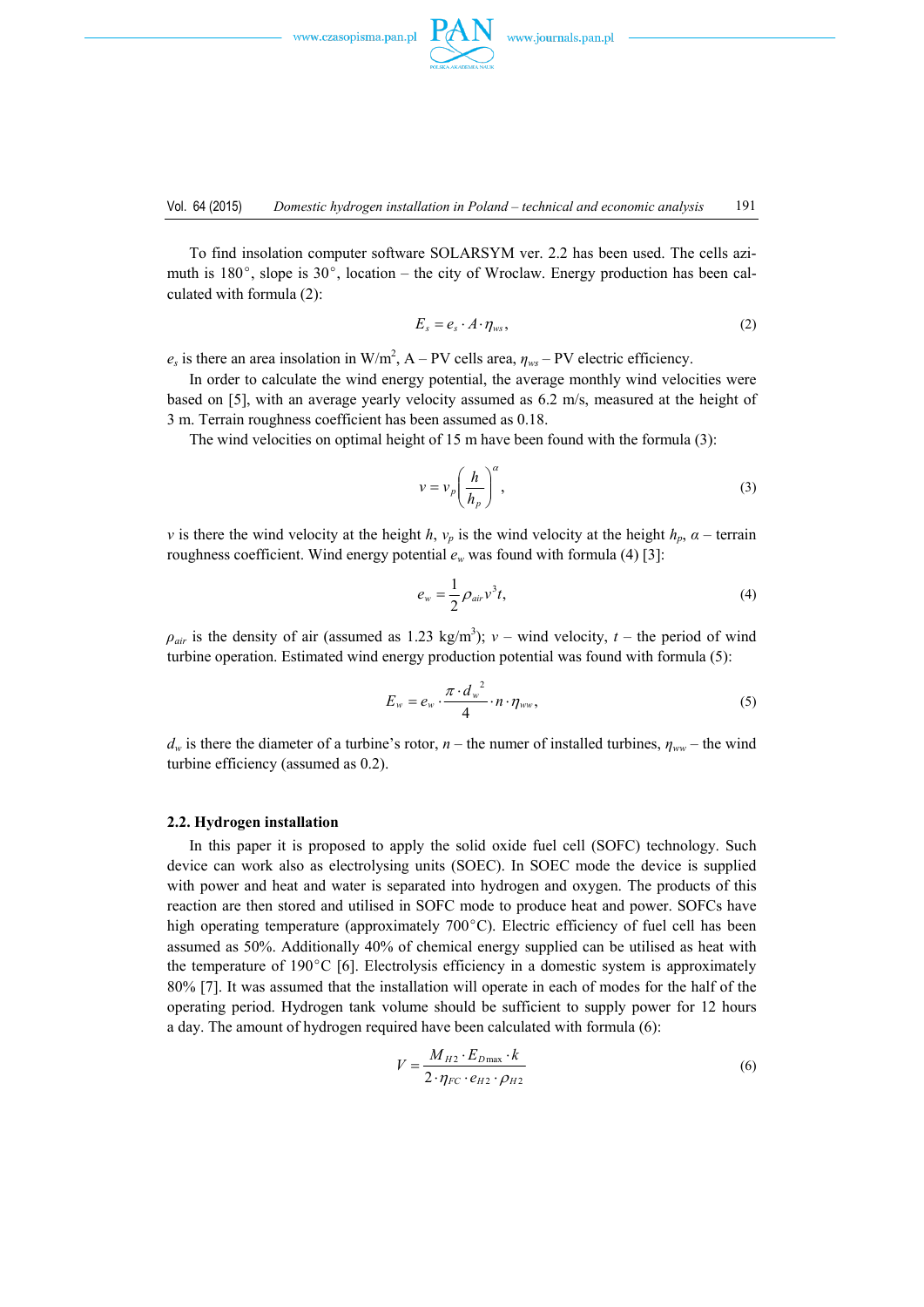To find insolation computer software SOLARSYM ver. 2.2 has been used. The cells azimuth is 180°, slope is 30°, location – the city of Wroclaw. Energy production has been calculated with formula (2):

$$E_s = e_s \cdot A \cdot \eta_{ws}, \tag{2}$$

$e_s$ is there an area insolation in W/m$^2$, A – PV cells area, $\eta_{ws}$ – PV electric efficiency.

In order to calculate the wind energy potential, the average monthly wind velocities were based on [5], with an average yearly velocity assumed as 6.2 m/s, measured at the height of 3 m. Terrain roughness coefficient has been assumed as 0.18.

The wind velocities on optimal height of 15 m have been found with the formula (3):

$$v = v_p \left( \frac{h}{h_p} \right)^{\alpha}, \tag{3}$$

$v$ is there the wind velocity at the height $h$, $v_p$ is the wind velocity at the height $h_p$, $\alpha$ – terrain roughness coefficient. Wind energy potential $e_w$ was found with formula (4) [3]:

$$e_w = \frac{1}{2} \rho_{air} v^3 t, \tag{4}$$

$\rho_{air}$ is the density of air (assumed as 1.23 kg/m$^3$); $v$ – wind velocity, $t$ – the period of wind turbine operation. Estimated wind energy production potential was found with formula (5):

$$E_w = e_w \cdot \frac{\pi \cdot d_w^{\ 2}}{4} \cdot n \cdot \eta_{ww}, \tag{5}$$

$d_w$ is there the diameter of a turbine's rotor, $n$ – the numer of installed turbines, $\eta_{ww}$ – the wind turbine efficiency (assumed as 0.2).

### 2.2. Hydrogen installation

In this paper it is proposed to apply the solid oxide fuel cell (SOFC) technology. Such device can work also as electrolysing units (SOEC). In SOEC mode the device is supplied with power and heat and water is separated into hydrogen and oxygen. The products of this reaction are then stored and utilised in SOFC mode to produce heat and power. SOFCs have high operating temperature (approximately 700°C). Electric efficiency of fuel cell has been assumed as 50%. Additionally 40% of chemical energy supplied can be utilised as heat with the temperature of 190°C [6]. Electrolysis efficiency in a domestic system is approximately 80% [7]. It was assumed that the installation will operate in each of modes for the half of the operating period. Hydrogen tank volume should be sufficient to supply power for 12 hours a day. The amount of hydrogen required have been calculated with formula (6):

$$V = \frac{M_{H2} \cdot E_{D\max} \cdot k}{2 \cdot \eta_{FC} \cdot e_{H2} \cdot \rho_{H2}} \tag{6}$$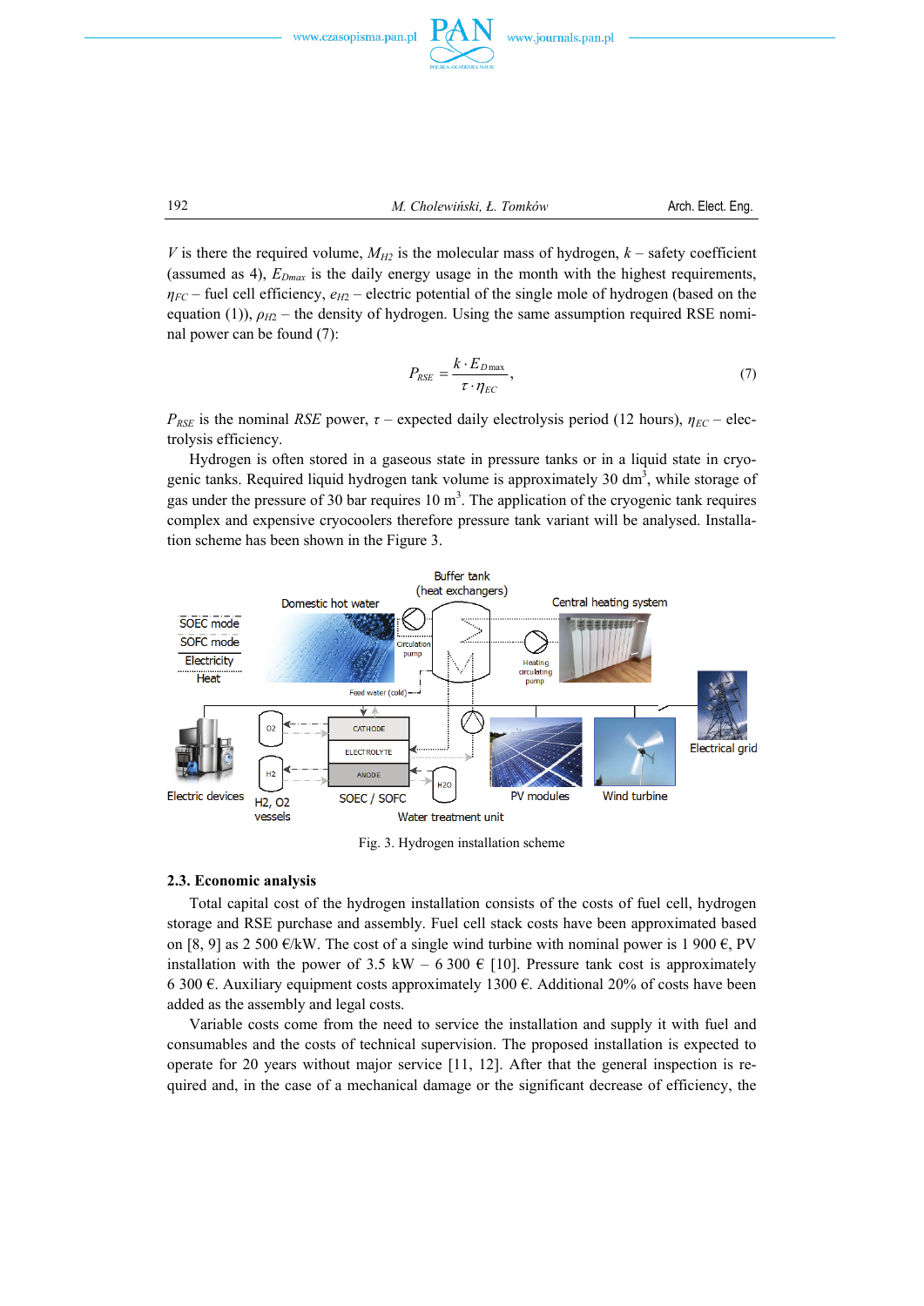$V$ is there the required volume, $M_{H2}$ is the molecular mass of hydrogen, $k$ – safety coefficient (assumed as 4), $E_{Dmax}$ is the daily energy usage in the month with the highest requirements, $\eta_{FC}$ – fuel cell efficiency, $e_{H2}$ – electric potential of the single mole of hydrogen (based on the equation (1)), $\rho_{H2}$ – the density of hydrogen. Using the same assumption required RSE nominal power can be found (7):

$$P_{RSE} = \frac{k \cdot E_{D\max}}{\tau \cdot \eta_{EC}}, \tag{7}$$

$P_{RSE}$ is the nominal *RSE* power, $\tau$ – expected daily electrolysis period (12 hours), $\eta_{EC}$ – electrolysis efficiency.

Hydrogen is often stored in a gaseous state in pressure tanks or in a liquid state in cryogenic tanks. Required liquid hydrogen tank volume is approximately 30 dm$^3$, while storage of gas under the pressure of 30 bar requires 10 m$^3$. The application of the cryogenic tank requires complex and expensive cryocoolers therefore pressure tank variant will be analysed. Installation scheme has been shown in the Figure 3.

Fig. 3. Hydrogen installation scheme

### 2.3. Economic analysis

Total capital cost of the hydrogen installation consists of the costs of fuel cell, hydrogen storage and RSE purchase and assembly. Fuel cell stack costs have been approximated based on [8, 9] as 2 500 €/kW. The cost of a single wind turbine with nominal power is 1 900 €, PV installation with the power of 3.5 kW – 6 300 € [10]. Pressure tank cost is approximately 6 300 €. Auxiliary equipment costs approximately 1300 €. Additional 20% of costs have been added as the assembly and legal costs.

Variable costs come from the need to service the installation and supply it with fuel and consumables and the costs of technical supervision. The proposed installation is expected to operate for 20 years without major service [11, 12]. After that the general inspection is required and, in the case of a mechanical damage or the significant decrease of efficiency, the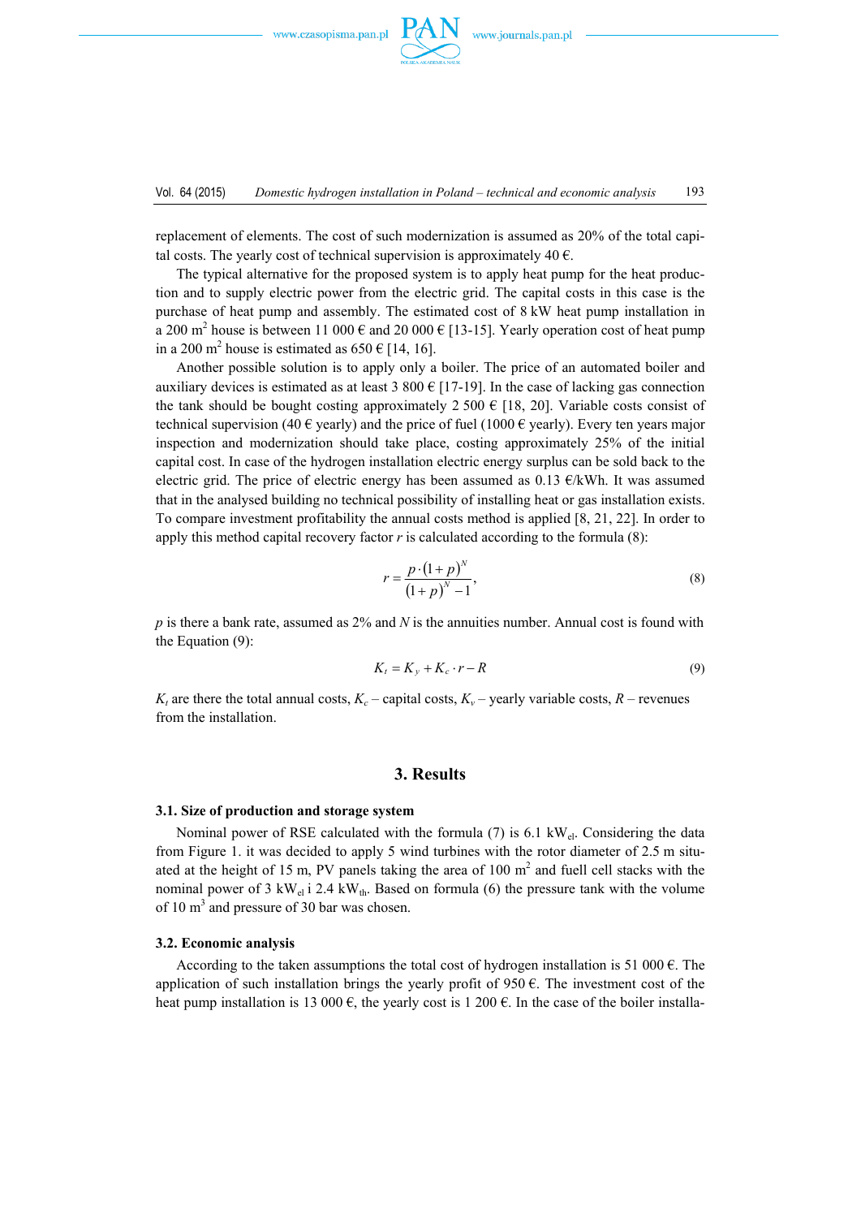replacement of elements. The cost of such modernization is assumed as 20% of the total capital costs. The yearly cost of technical supervision is approximately 40 €.

The typical alternative for the proposed system is to apply heat pump for the heat production and to supply electric power from the electric grid. The capital costs in this case is the purchase of heat pump and assembly. The estimated cost of 8 kW heat pump installation in a 200 $m^2$ house is between 11 000 € and 20 000 € [13-15]. Yearly operation cost of heat pump in a 200 $m^2$ house is estimated as 650 € [14, 16].

Another possible solution is to apply only a boiler. The price of an automated boiler and auxiliary devices is estimated as at least 3 800 € [17-19]. In the case of lacking gas connection the tank should be bought costing approximately 2 500 € [18, 20]. Variable costs consist of technical supervision (40 € yearly) and the price of fuel (1000 € yearly). Every ten years major inspection and modernization should take place, costing approximately 25% of the initial capital cost. In case of the hydrogen installation electric energy surplus can be sold back to the electric grid. The price of electric energy has been assumed as 0.13 €/kWh. It was assumed that in the analysed building no technical possibility of installing heat or gas installation exists. To compare investment profitability the annual costs method is applied [8, 21, 22]. In order to apply this method capital recovery factor *r* is calculated according to the formula (8):

$$r = \frac{p \cdot (1+p)^N}{(1+p)^N - 1}, \tag{8}$$

*p* is there a bank rate, assumed as 2% and *N* is the annuities number. Annual cost is found with the Equation (9):

$$K_t = K_y + K_c \cdot r - R \tag{9}$$

$K_t$ are there the total annual costs, $K_c$ – capital costs, $K_v$ – yearly variable costs, *R* – revenues from the installation.

## 3. Results

### 3.1. Size of production and storage system

Nominal power of RSE calculated with the formula (7) is 6.1 $kW_{el}$. Considering the data from Figure 1. it was decided to apply 5 wind turbines with the rotor diameter of 2.5 m situated at the height of 15 m, PV panels taking the area of 100 $m^2$ and fuell cell stacks with the nominal power of 3 $kW_{el}$ i 2.4 $kW_{th}$. Based on formula (6) the pressure tank with the volume of 10 $m^3$ and pressure of 30 bar was chosen.

### 3.2. Economic analysis

According to the taken assumptions the total cost of hydrogen installation is 51 000 €. The application of such installation brings the yearly profit of 950 €. The investment cost of the heat pump installation is 13 000 €, the yearly cost is 1 200 €. In the case of the boiler installa-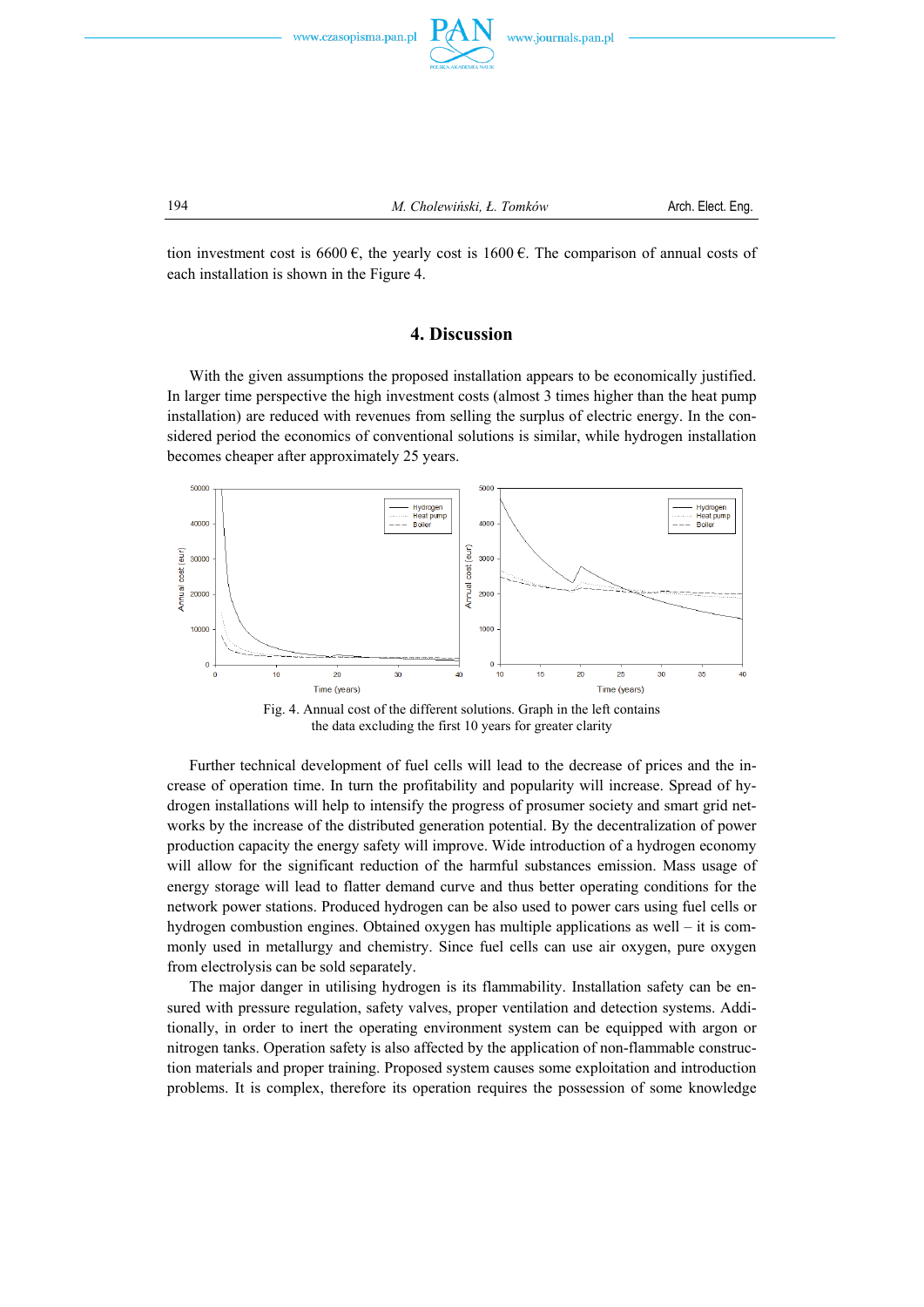tion investment cost is 6600 €, the yearly cost is 1600 €. The comparison of annual costs of each installation is shown in the Figure 4.

## 4. Discussion

With the given assumptions the proposed installation appears to be economically justified. In larger time perspective the high investment costs (almost 3 times higher than the heat pump installation) are reduced with revenues from selling the surplus of electric energy. In the considered period the economics of conventional solutions is similar, while hydrogen installation becomes cheaper after approximately 25 years.

Fig. 4. Annual cost of the different solutions. Graph in the left contains the data excluding the first 10 years for greater clarity

Further technical development of fuel cells will lead to the decrease of prices and the increase of operation time. In turn the profitability and popularity will increase. Spread of hydrogen installations will help to intensify the progress of prosumer society and smart grid networks by the increase of the distributed generation potential. By the decentralization of power production capacity the energy safety will improve. Wide introduction of a hydrogen economy will allow for the significant reduction of the harmful substances emission. Mass usage of energy storage will lead to flatter demand curve and thus better operating conditions for the network power stations. Produced hydrogen can be also used to power cars using fuel cells or hydrogen combustion engines. Obtained oxygen has multiple applications as well – it is commonly used in metallurgy and chemistry. Since fuel cells can use air oxygen, pure oxygen from electrolysis can be sold separately.

The major danger in utilising hydrogen is its flammability. Installation safety can be ensured with pressure regulation, safety valves, proper ventilation and detection systems. Additionally, in order to inert the operating environment system can be equipped with argon or nitrogen tanks. Operation safety is also affected by the application of non-flammable construction materials and proper training. Proposed system causes some exploitation and introduction problems. It is complex, therefore its operation requires the possession of some knowledge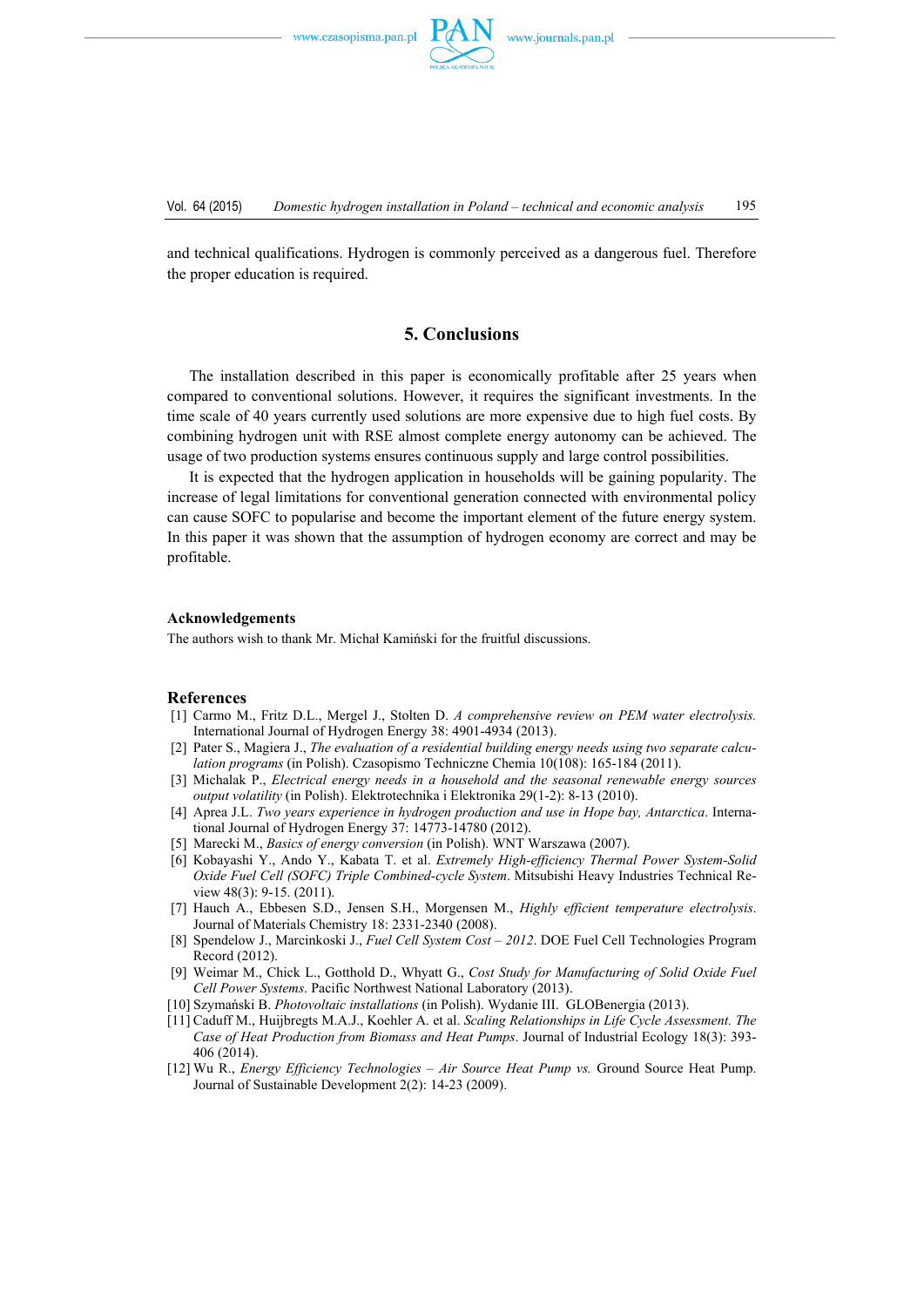and technical qualifications. Hydrogen is commonly perceived as a dangerous fuel. Therefore the proper education is required.

## 5. Conclusions

The installation described in this paper is economically profitable after 25 years when compared to conventional solutions. However, it requires the significant investments. In the time scale of 40 years currently used solutions are more expensive due to high fuel costs. By combining hydrogen unit with RSE almost complete energy autonomy can be achieved. The usage of two production systems ensures continuous supply and large control possibilities.

It is expected that the hydrogen application in households will be gaining popularity. The increase of legal limitations for conventional generation connected with environmental policy can cause SOFC to popularise and become the important element of the future energy system. In this paper it was shown that the assumption of hydrogen economy are correct and may be profitable.

### Acknowledgements

The authors wish to thank Mr. Michał Kamiński for the fruitful discussions.

### References

[1] Carmo M., Fritz D.L., Mergel J., Stolten D. *A comprehensive review on PEM water electrolysis.* International Journal of Hydrogen Energy 38: 4901-4934 (2013).

[2] Pater S., Magiera J., *The evaluation of a residential building energy needs using two separate calculation programs* (in Polish). Czasopismo Techniczne Chemia 10(108): 165-184 (2011).

[3] Michalak P., *Electrical energy needs in a household and the seasonal renewable energy sources output volatility* (in Polish). Elektrotechnika i Elektronika 29(1-2): 8-13 (2010).

[4] Aprea J.L. *Two years experience in hydrogen production and use in Hope bay, Antarctica*. International Journal of Hydrogen Energy 37: 14773-14780 (2012).

[5] Marecki M., *Basics of energy conversion* (in Polish). WNT Warszawa (2007).

[6] Kobayashi Y., Ando Y., Kabata T. et al. *Extremely High-efficiency Thermal Power System-Solid Oxide Fuel Cell (SOFC) Triple Combined-cycle System*. Mitsubishi Heavy Industries Technical Review 48(3): 9-15. (2011).

[7] Hauch A., Ebbesen S.D., Jensen S.H., Morgensen M., *Highly efficient temperature electrolysis*. Journal of Materials Chemistry 18: 2331-2340 (2008).

[8] Spendelow J., Marcinkoski J., *Fuel Cell System Cost – 2012*. DOE Fuel Cell Technologies Program Record (2012).

[9] Weimar M., Chick L., Gotthold D., Whyatt G., *Cost Study for Manufacturing of Solid Oxide Fuel Cell Power Systems*. Pacific Northwest National Laboratory (2013).

[10] Szymański B. *Photovoltaic installations* (in Polish). Wydanie III. GLOBenergia (2013).

[11] Caduff M., Huijbregts M.A.J., Koehler A. et al. *Scaling Relationships in Life Cycle Assessment. The Case of Heat Production from Biomass and Heat Pumps*. Journal of Industrial Ecology 18(3): 393-406 (2014).

[12] Wu R., *Energy Efficiency Technologies – Air Source Heat Pump vs.* Ground Source Heat Pump. Journal of Sustainable Development 2(2): 14-23 (2009).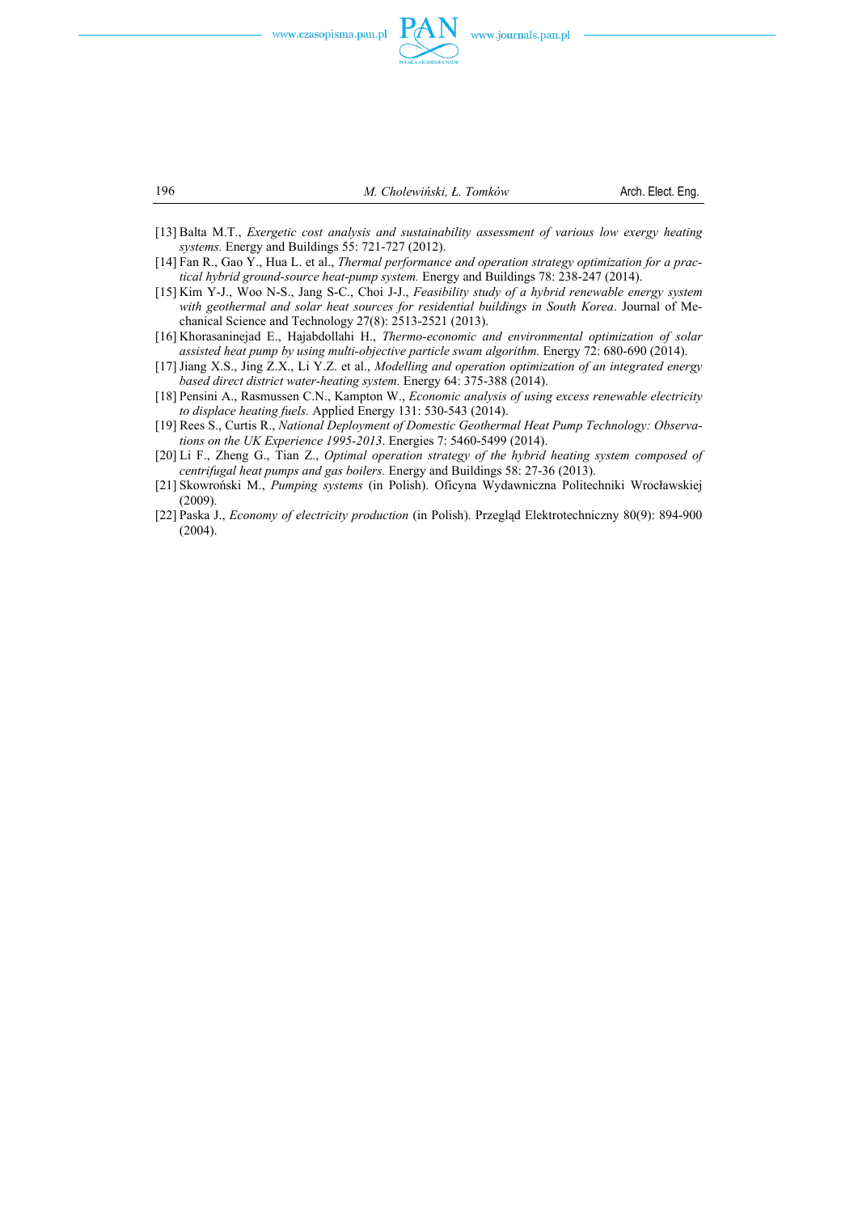[13] Balta M.T., *Exergetic cost analysis and sustainability assessment of various low exergy heating systems.* Energy and Buildings 55: 721-727 (2012).

[14] Fan R., Gao Y., Hua L. et al., *Thermal performance and operation strategy optimization for a practical hybrid ground-source heat-pump system.* Energy and Buildings 78: 238-247 (2014).

[15] Kim Y-J., Woo N-S., Jang S-C., Choi J-J., *Feasibility study of a hybrid renewable energy system with geothermal and solar heat sources for residential buildings in South Korea*. Journal of Mechanical Science and Technology 27(8): 2513-2521 (2013).

[16] Khorasaninejad E., Hajabdollahi H., *Thermo-economic and environmental optimization of solar assisted heat pump by using multi-objective particle swam algorithm.* Energy 72: 680-690 (2014).

[17] Jiang X.S., Jing Z.X., Li Y.Z. et al., *Modelling and operation optimization of an integrated energy based direct district water-heating system.* Energy 64: 375-388 (2014).

[18] Pensini A., Rasmussen C.N., Kampton W., *Economic analysis of using excess renewable electricity to displace heating fuels.* Applied Energy 131: 530-543 (2014).

[19] Rees S., Curtis R., *National Deployment of Domestic Geothermal Heat Pump Technology: Observations on the UK Experience 1995-2013*. Energies 7: 5460-5499 (2014).

[20] Li F., Zheng G., Tian Z., *Optimal operation strategy of the hybrid heating system composed of centrifugal heat pumps and gas boilers.* Energy and Buildings 58: 27-36 (2013).

[21] Skowroński M., *Pumping systems* (in Polish). Oficyna Wydawnicza Politechniki Wrocławskiej (2009).

[22] Paska J., *Economy of electricity production* (in Polish). Przegląd Elektrotechniczny 80(9): 894-900 (2004).